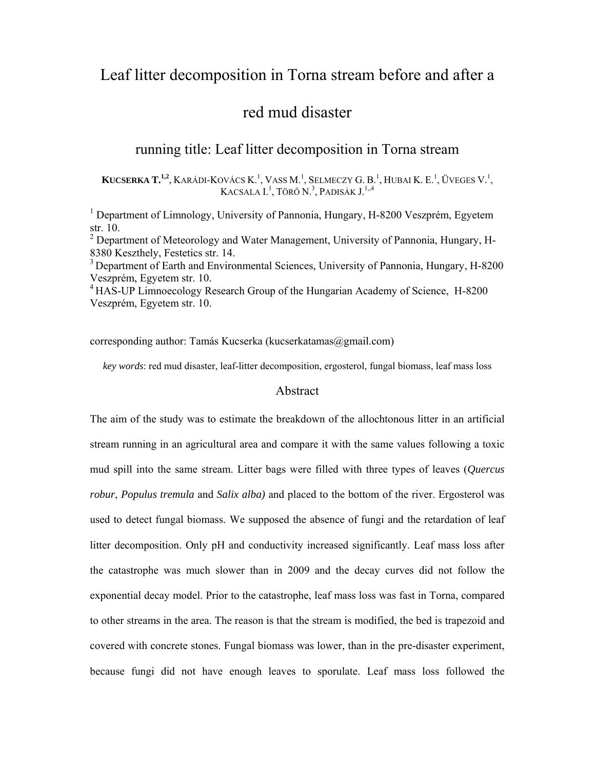# Leaf litter decomposition in Torna stream before and after a red mud disaster

## running title: Leaf litter decomposition in Torna stream

**KUCSERKA T.**[1,2], KARÁDI-KOVÁCS K.[1], VASS M.[1], SELMECZY G. B.[1], HUBAI K. E.[1], ÜVEGES V.[1], KACSALA I.[1], TÖRŐ N.[3], PADISÁK J.[1,4]

[1] Department of Limnology, University of Pannonia, Hungary, H-8200 Veszprém, Egyetem str. 10.
[2] Department of Meteorology and Water Management, University of Pannonia, Hungary, H-8380 Keszthely, Festetics str. 14.
[3] Department of Earth and Environmental Sciences, University of Pannonia, Hungary, H-8200 Veszprém, Egyetem str. 10.
[4] HAS-UP Limnoecology Research Group of the Hungarian Academy of Science, H-8200 Veszprém, Egyetem str. 10.

corresponding author: Tamás Kucserka (kucserkatamas@gmail.com)

*key words*: red mud disaster, leaf-litter decomposition, ergosterol, fungal biomass, leaf mass loss

## Abstract

The aim of the study was to estimate the breakdown of the allochtonous litter in an artificial stream running in an agricultural area and compare it with the same values following a toxic mud spill into the same stream. Litter bags were filled with three types of leaves (*Quercus robur*, *Populus tremula* and *Salix alba)* and placed to the bottom of the river. Ergosterol was used to detect fungal biomass. We supposed the absence of fungi and the retardation of leaf litter decomposition. Only pH and conductivity increased significantly. Leaf mass loss after the catastrophe was much slower than in 2009 and the decay curves did not follow the exponential decay model. Prior to the catastrophe, leaf mass loss was fast in Torna, compared to other streams in the area. The reason is that the stream is modified, the bed is trapezoid and covered with concrete stones. Fungal biomass was lower, than in the pre-disaster experiment, because fungi did not have enough leaves to sporulate. Leaf mass loss followed the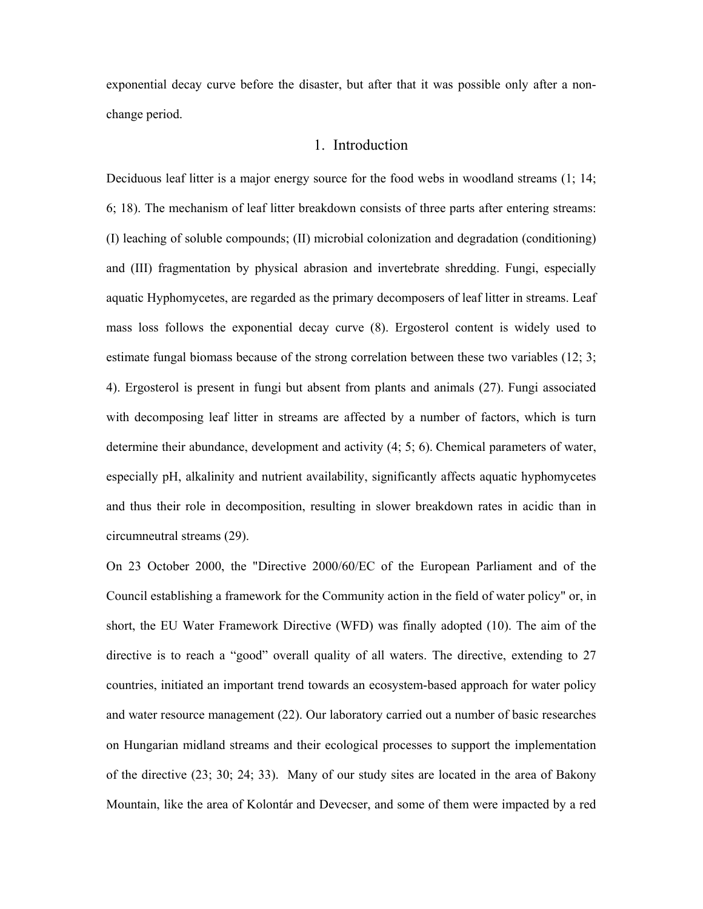exponential decay curve before the disaster, but after that it was possible only after a non-change period.

# 1. Introduction

Deciduous leaf litter is a major energy source for the food webs in woodland streams (1; 14; 6; 18). The mechanism of leaf litter breakdown consists of three parts after entering streams: (I) leaching of soluble compounds; (II) microbial colonization and degradation (conditioning) and (III) fragmentation by physical abrasion and invertebrate shredding. Fungi, especially aquatic Hyphomycetes, are regarded as the primary decomposers of leaf litter in streams. Leaf mass loss follows the exponential decay curve (8). Ergosterol content is widely used to estimate fungal biomass because of the strong correlation between these two variables (12; 3; 4). Ergosterol is present in fungi but absent from plants and animals (27). Fungi associated with decomposing leaf litter in streams are affected by a number of factors, which is turn determine their abundance, development and activity (4; 5; 6). Chemical parameters of water, especially pH, alkalinity and nutrient availability, significantly affects aquatic hyphomycetes and thus their role in decomposition, resulting in slower breakdown rates in acidic than in circumneutral streams (29).

On 23 October 2000, the "Directive 2000/60/EC of the European Parliament and of the Council establishing a framework for the Community action in the field of water policy" or, in short, the EU Water Framework Directive (WFD) was finally adopted (10). The aim of the directive is to reach a "good" overall quality of all waters. The directive, extending to 27 countries, initiated an important trend towards an ecosystem-based approach for water policy and water resource management (22). Our laboratory carried out a number of basic researches on Hungarian midland streams and their ecological processes to support the implementation of the directive (23; 30; 24; 33). Many of our study sites are located in the area of Bakony Mountain, like the area of Kolontár and Devecser, and some of them were impacted by a red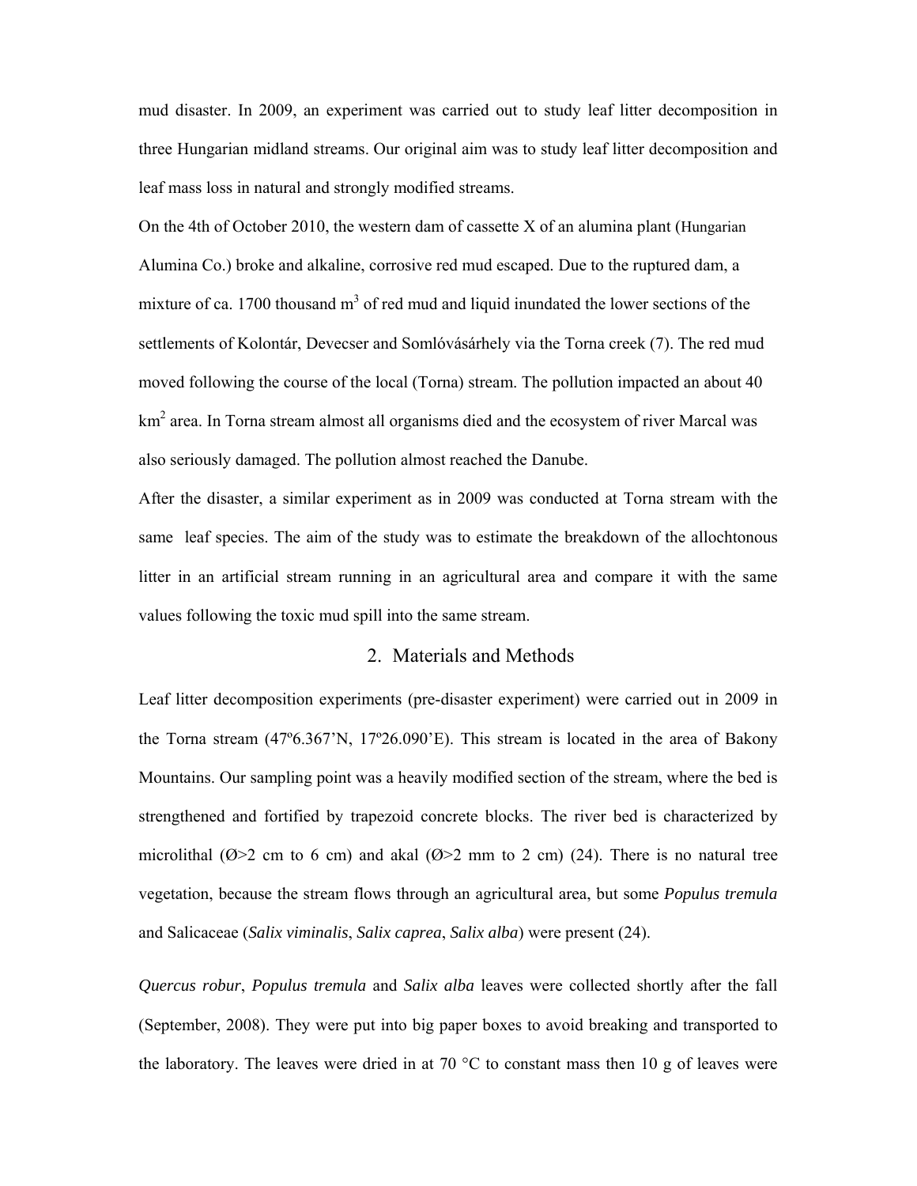mud disaster. In 2009, an experiment was carried out to study leaf litter decomposition in three Hungarian midland streams. Our original aim was to study leaf litter decomposition and leaf mass loss in natural and strongly modified streams.

On the 4th of October 2010, the western dam of cassette X of an alumina plant (Hungarian Alumina Co.) broke and alkaline, corrosive red mud escaped. Due to the ruptured dam, a mixture of ca. 1700 thousand $m^3$ of red mud and liquid inundated the lower sections of the settlements of Kolontár, Devecser and Somlóvásárhely via the Torna creek (7). The red mud moved following the course of the local (Torna) stream. The pollution impacted an about 40 $km^2$ area. In Torna stream almost all organisms died and the ecosystem of river Marcal was also seriously damaged. The pollution almost reached the Danube.

After the disaster, a similar experiment as in 2009 was conducted at Torna stream with the same leaf species. The aim of the study was to estimate the breakdown of the allochtonous litter in an artificial stream running in an agricultural area and compare it with the same values following the toxic mud spill into the same stream.

## 2. Materials and Methods

Leaf litter decomposition experiments (pre-disaster experiment) were carried out in 2009 in the Torna stream (47º6.367'N, 17º26.090'E). This stream is located in the area of Bakony Mountains. Our sampling point was a heavily modified section of the stream, where the bed is strengthened and fortified by trapezoid concrete blocks. The river bed is characterized by microlithal (Ø>2 cm to 6 cm) and akal (Ø>2 mm to 2 cm) (24). There is no natural tree vegetation, because the stream flows through an agricultural area, but some *Populus tremula* and Salicaceae (*Salix viminalis*, *Salix caprea*, *Salix alba*) were present (24).

*Quercus robur*, *Populus tremula* and *Salix alba* leaves were collected shortly after the fall (September, 2008). They were put into big paper boxes to avoid breaking and transported to the laboratory. The leaves were dried in at 70 °C to constant mass then 10 g of leaves were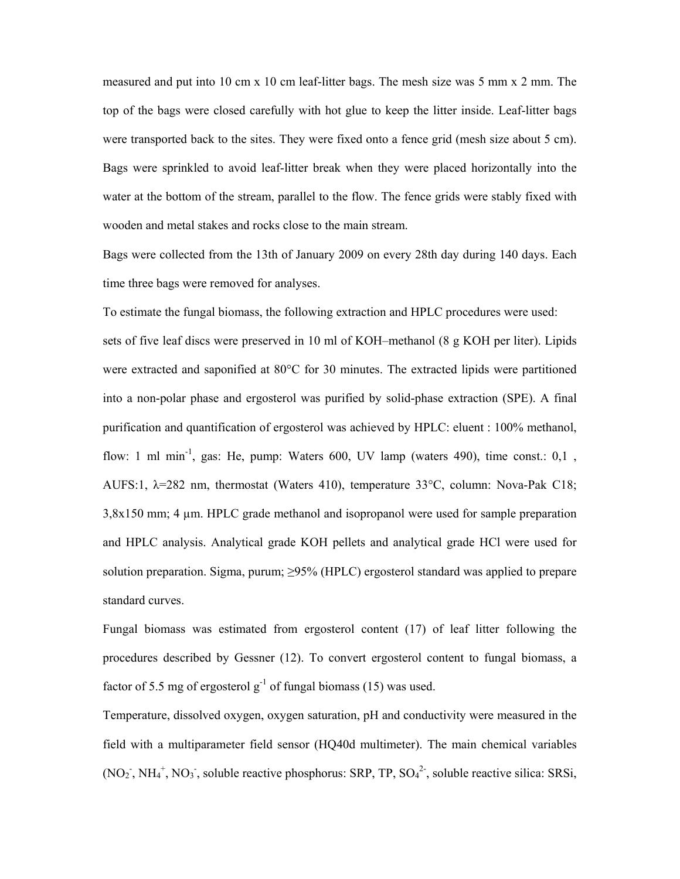measured and put into 10 cm x 10 cm leaf-litter bags. The mesh size was 5 mm x 2 mm. The top of the bags were closed carefully with hot glue to keep the litter inside. Leaf-litter bags were transported back to the sites. They were fixed onto a fence grid (mesh size about 5 cm). Bags were sprinkled to avoid leaf-litter break when they were placed horizontally into the water at the bottom of the stream, parallel to the flow. The fence grids were stably fixed with wooden and metal stakes and rocks close to the main stream.

Bags were collected from the 13th of January 2009 on every 28th day during 140 days. Each time three bags were removed for analyses.

To estimate the fungal biomass, the following extraction and HPLC procedures were used: sets of five leaf discs were preserved in 10 ml of KOH–methanol (8 g KOH per liter). Lipids were extracted and saponified at 80°C for 30 minutes. The extracted lipids were partitioned into a non-polar phase and ergosterol was purified by solid-phase extraction (SPE). A final purification and quantification of ergosterol was achieved by HPLC: eluent : 100% methanol, flow: 1 ml $min^{-1}$, gas: He, pump: Waters 600, UV lamp (waters 490), time const.: 0,1 , AUFS:1, $\lambda$=282 nm, thermostat (Waters 410), temperature 33°C, column: Nova-Pak C18; 3,8x150 mm; 4 µm. HPLC grade methanol and isopropanol were used for sample preparation and HPLC analysis. Analytical grade KOH pellets and analytical grade HCl were used for solution preparation. Sigma, purum; ≥95% (HPLC) ergosterol standard was applied to prepare standard curves.

Fungal biomass was estimated from ergosterol content (17) of leaf litter following the procedures described by Gessner (12). To convert ergosterol content to fungal biomass, a factor of 5.5 mg of ergosterol $g^{-1}$ of fungal biomass (15) was used.

Temperature, dissolved oxygen, oxygen saturation, pH and conductivity were measured in the field with a multiparameter field sensor (HQ40d multimeter). The main chemical variables ($NO_2^-$, $NH_4^+$, $NO_3^-$, soluble reactive phosphorus: SRP, TP, $SO_4^{2-}$, soluble reactive silica: SRSi,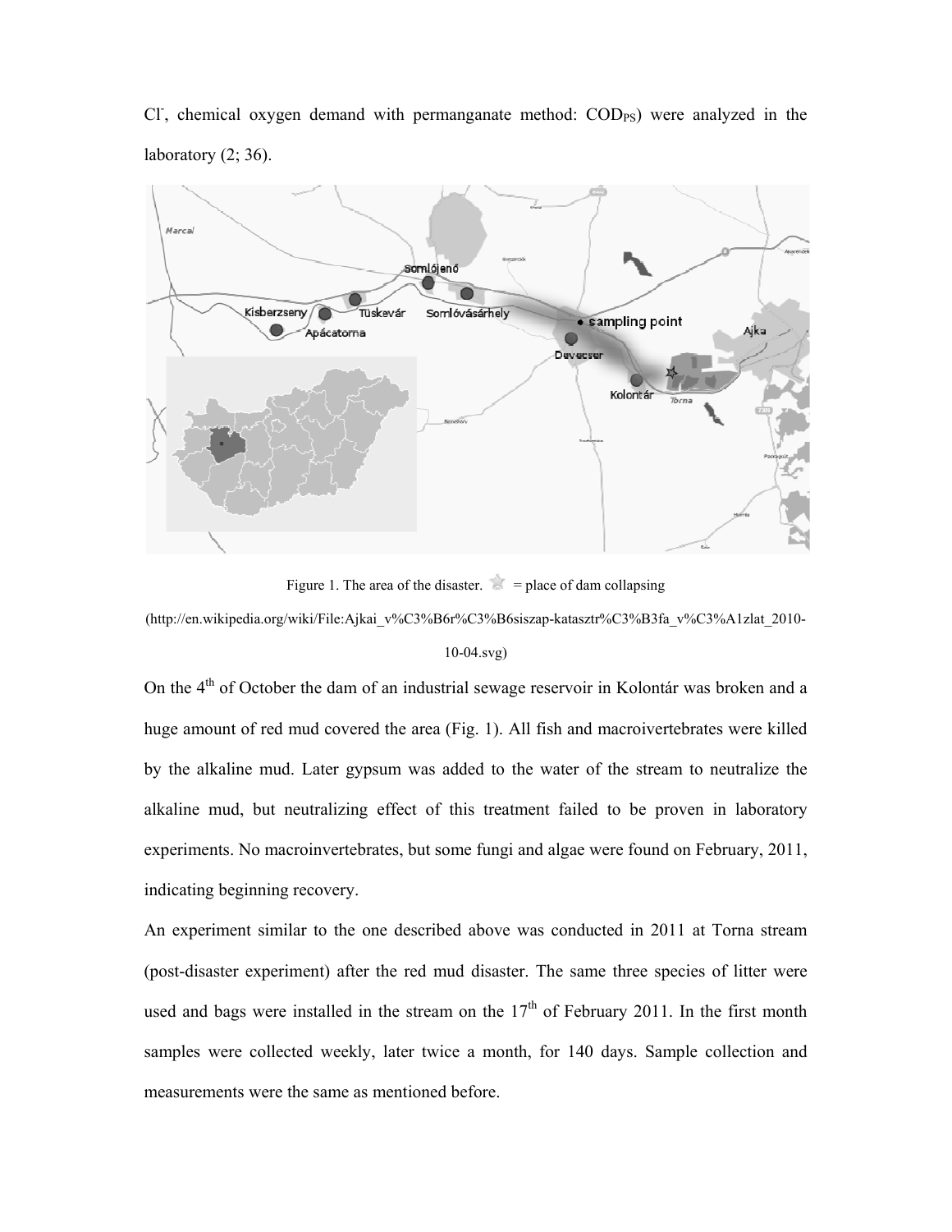$Cl^-$, chemical oxygen demand with permanganate method: $COD_{PS}$) were analyzed in the laboratory (2; 36).

Figure 1. The area of the disaster. ☆ = place of dam collapsing (http://en.wikipedia.org/wiki/File:Ajkai_v%C3%B6r%C3%B6siszap-katasztr%C3%B3fa_v%C3%A1zlat_2010-10-04.svg)

On the 4th of October the dam of an industrial sewage reservoir in Kolontár was broken and a huge amount of red mud covered the area (Fig. 1). All fish and macroivertebrates were killed by the alkaline mud. Later gypsum was added to the water of the stream to neutralize the alkaline mud, but neutralizing effect of this treatment failed to be proven in laboratory experiments. No macroinvertebrates, but some fungi and algae were found on February, 2011, indicating beginning recovery.

An experiment similar to the one described above was conducted in 2011 at Torna stream (post-disaster experiment) after the red mud disaster. The same three species of litter were used and bags were installed in the stream on the 17th of February 2011. In the first month samples were collected weekly, later twice a month, for 140 days. Sample collection and measurements were the same as mentioned before.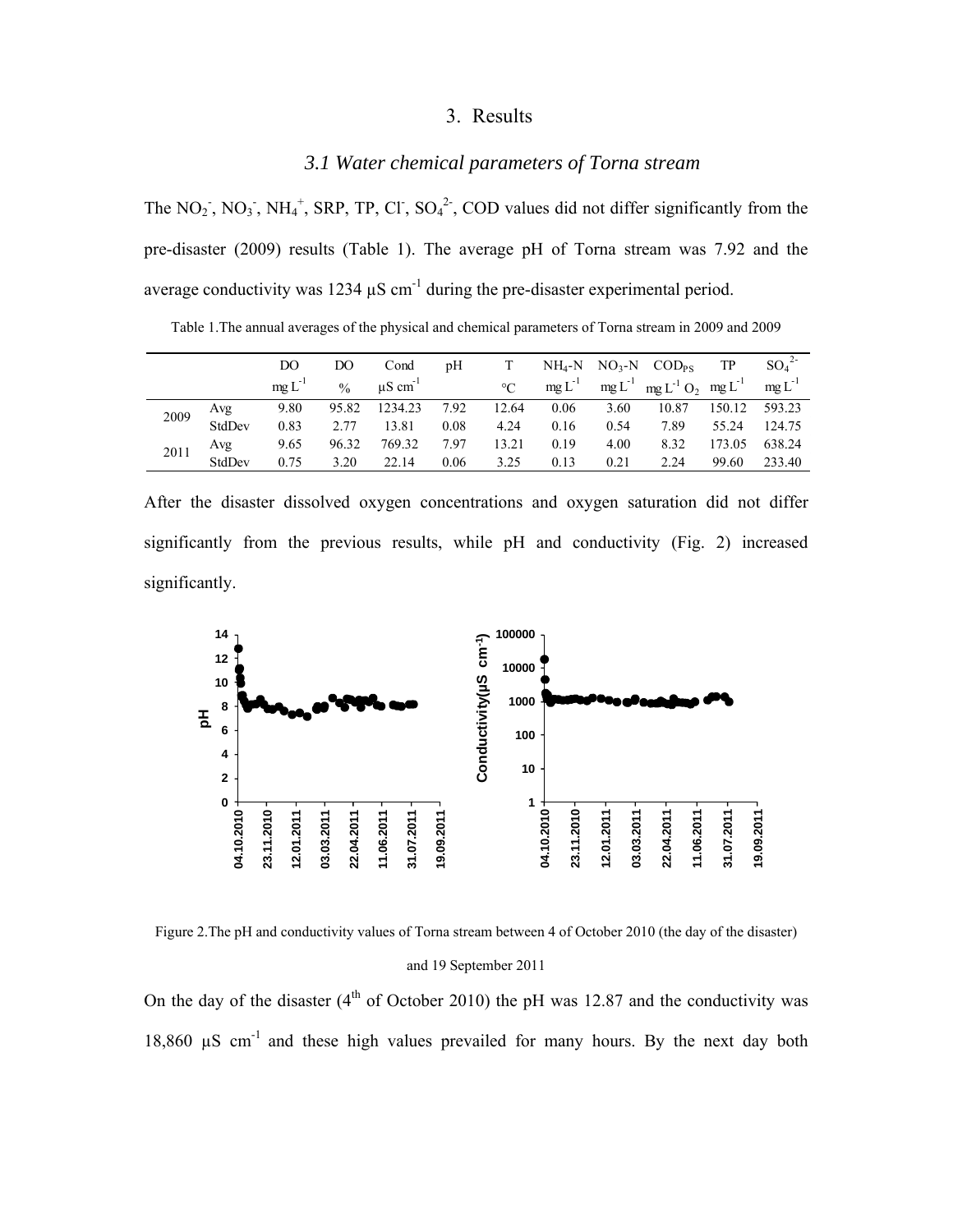# 3. Results

## *3.1 Water chemical parameters of Torna stream*

The $NO_2^-$, $NO_3^-$, $NH_4^+$, SRP, TP, $Cl^-$, $SO_4^{2-}$, COD values did not differ significantly from the pre-disaster (2009) results (Table 1). The average pH of Torna stream was 7.92 and the average conductivity was 1234 µS $cm^{-1}$ during the pre-disaster experimental period.

Table 1.The annual averages of the physical and chemical parameters of Torna stream in 2009 and 2009

| | | DO | DO | Cond | pH | T | $NH_4$-N | $NO_3$-N | $COD_{PS}$ | TP | $SO_4^{2-}$ |
|---|---|---|---|---|---|---|---|---|---|---|---|
| | | mg $L^{-1}$ | % | µS $cm^{-1}$ | | °C | mg $L^{-1}$ | mg $L^{-1}$ | mg $L^{-1}$ $O_2$ | mg $L^{-1}$ | mg $L^{-1}$ |
| 2009 | Avg | 9.80 | 95.82 | 1234.23 | 7.92 | 12.64 | 0.06 | 3.60 | 10.87 | 150.12 | 593.23 |
| | StdDev | 0.83 | 2.77 | 13.81 | 0.08 | 4.24 | 0.16 | 0.54 | 7.89 | 55.24 | 124.75 |
| 2011 | Avg | 9.65 | 96.32 | 769.32 | 7.97 | 13.21 | 0.19 | 4.00 | 8.32 | 173.05 | 638.24 |
| | StdDev | 0.75 | 3.20 | 22.14 | 0.06 | 3.25 | 0.13 | 0.21 | 2.24 | 99.60 | 233.40 |

After the disaster dissolved oxygen concentrations and oxygen saturation did not differ significantly from the previous results, while pH and conductivity (Fig. 2) increased significantly.

Figure 2.The pH and conductivity values of Torna stream between 4 of October 2010 (the day of the disaster) and 19 September 2011

On the day of the disaster (4[th] of October 2010) the pH was 12.87 and the conductivity was 18,860 µS $cm^{-1}$ and these high values prevailed for many hours. By the next day both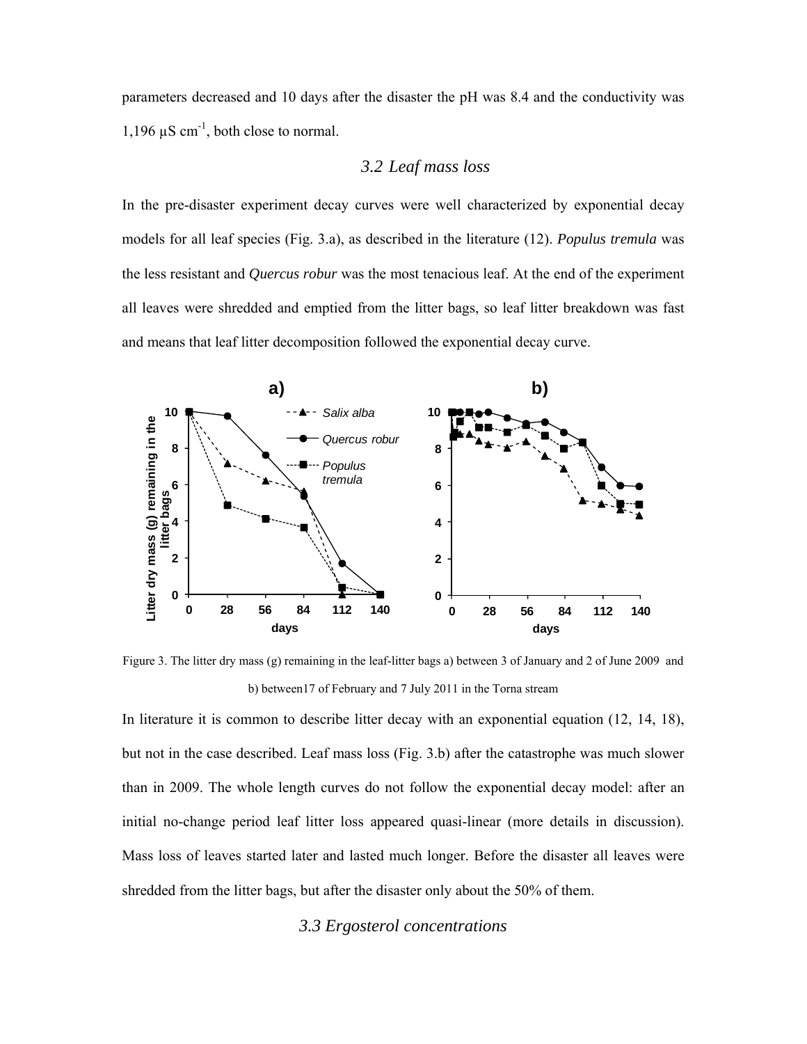parameters decreased and 10 days after the disaster the pH was 8.4 and the conductivity was 1,196 µS $cm^{-1}$, both close to normal.

### *3.2 Leaf mass loss*

In the pre-disaster experiment decay curves were well characterized by exponential decay models for all leaf species (Fig. 3.a), as described in the literature (12). *Populus tremula* was the less resistant and *Quercus robur* was the most tenacious leaf. At the end of the experiment all leaves were shredded and emptied from the litter bags, so leaf litter breakdown was fast and means that leaf litter decomposition followed the exponential decay curve.

Figure 3. The litter dry mass (g) remaining in the leaf-litter bags a) between 3 of January and 2 of June 2009 and b) between17 of February and 7 July 2011 in the Torna stream

In literature it is common to describe litter decay with an exponential equation (12, 14, 18), but not in the case described. Leaf mass loss (Fig. 3.b) after the catastrophe was much slower than in 2009. The whole length curves do not follow the exponential decay model: after an initial no-change period leaf litter loss appeared quasi-linear (more details in discussion). Mass loss of leaves started later and lasted much longer. Before the disaster all leaves were shredded from the litter bags, but after the disaster only about the 50% of them.

### *3.3 Ergosterol concentrations*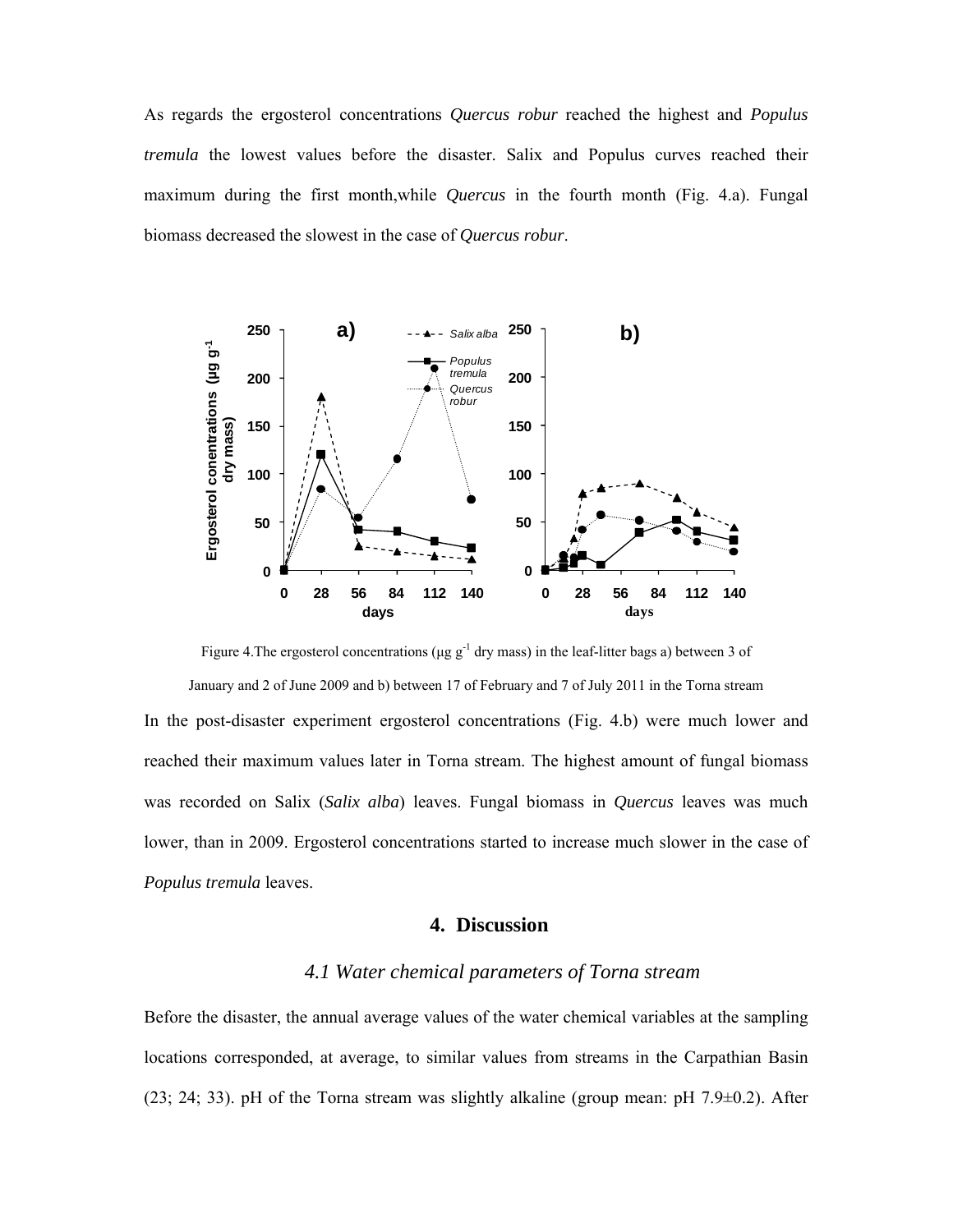As regards the ergosterol concentrations *Quercus robur* reached the highest and *Populus tremula* the lowest values before the disaster. Salix and Populus curves reached their maximum during the first month,while *Quercus* in the fourth month (Fig. 4.a). Fungal biomass decreased the slowest in the case of *Quercus robur*.

Figure 4.The ergosterol concentrations (μg $g^{-1}$ dry mass) in the leaf-litter bags a) between 3 of January and 2 of June 2009 and b) between 17 of February and 7 of July 2011 in the Torna stream

In the post-disaster experiment ergosterol concentrations (Fig. 4.b) were much lower and reached their maximum values later in Torna stream. The highest amount of fungal biomass was recorded on Salix (*Salix alba*) leaves. Fungal biomass in *Quercus* leaves was much lower, than in 2009. Ergosterol concentrations started to increase much slower in the case of *Populus tremula* leaves.

## 4. Discussion

### *4.1 Water chemical parameters of Torna stream*

Before the disaster, the annual average values of the water chemical variables at the sampling locations corresponded, at average, to similar values from streams in the Carpathian Basin (23; 24; 33). pH of the Torna stream was slightly alkaline (group mean: pH 7.9±0.2). After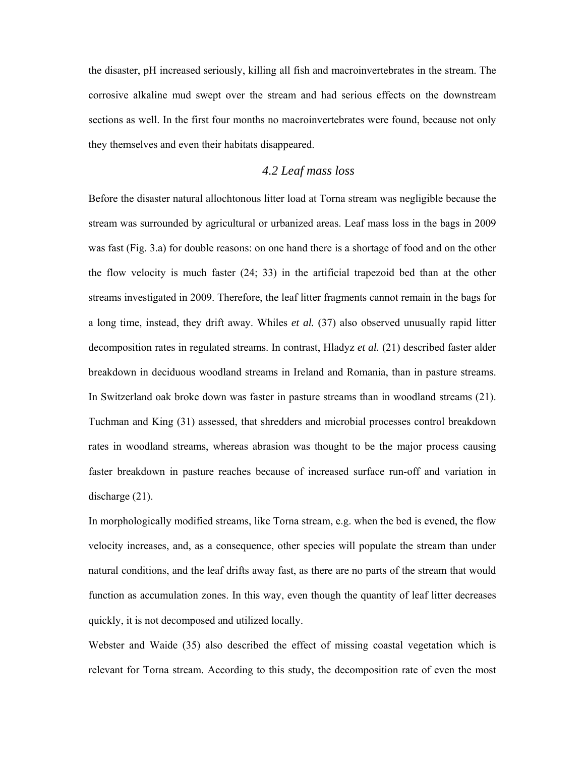the disaster, pH increased seriously, killing all fish and macroinvertebrates in the stream. The corrosive alkaline mud swept over the stream and had serious effects on the downstream sections as well. In the first four months no macroinvertebrates were found, because not only they themselves and even their habitats disappeared.

### *4.2 Leaf mass loss*

Before the disaster natural allochtonous litter load at Torna stream was negligible because the stream was surrounded by agricultural or urbanized areas. Leaf mass loss in the bags in 2009 was fast (Fig. 3.a) for double reasons: on one hand there is a shortage of food and on the other the flow velocity is much faster (24; 33) in the artificial trapezoid bed than at the other streams investigated in 2009. Therefore, the leaf litter fragments cannot remain in the bags for a long time, instead, they drift away. Whiles *et al.* (37) also observed unusually rapid litter decomposition rates in regulated streams. In contrast, Hladyz *et al.* (21) described faster alder breakdown in deciduous woodland streams in Ireland and Romania, than in pasture streams. In Switzerland oak broke down was faster in pasture streams than in woodland streams (21). Tuchman and King (31) assessed, that shredders and microbial processes control breakdown rates in woodland streams, whereas abrasion was thought to be the major process causing faster breakdown in pasture reaches because of increased surface run-off and variation in discharge (21).

In morphologically modified streams, like Torna stream, e.g. when the bed is evened, the flow velocity increases, and, as a consequence, other species will populate the stream than under natural conditions, and the leaf drifts away fast, as there are no parts of the stream that would function as accumulation zones. In this way, even though the quantity of leaf litter decreases quickly, it is not decomposed and utilized locally.

Webster and Waide (35) also described the effect of missing coastal vegetation which is relevant for Torna stream. According to this study, the decomposition rate of even the most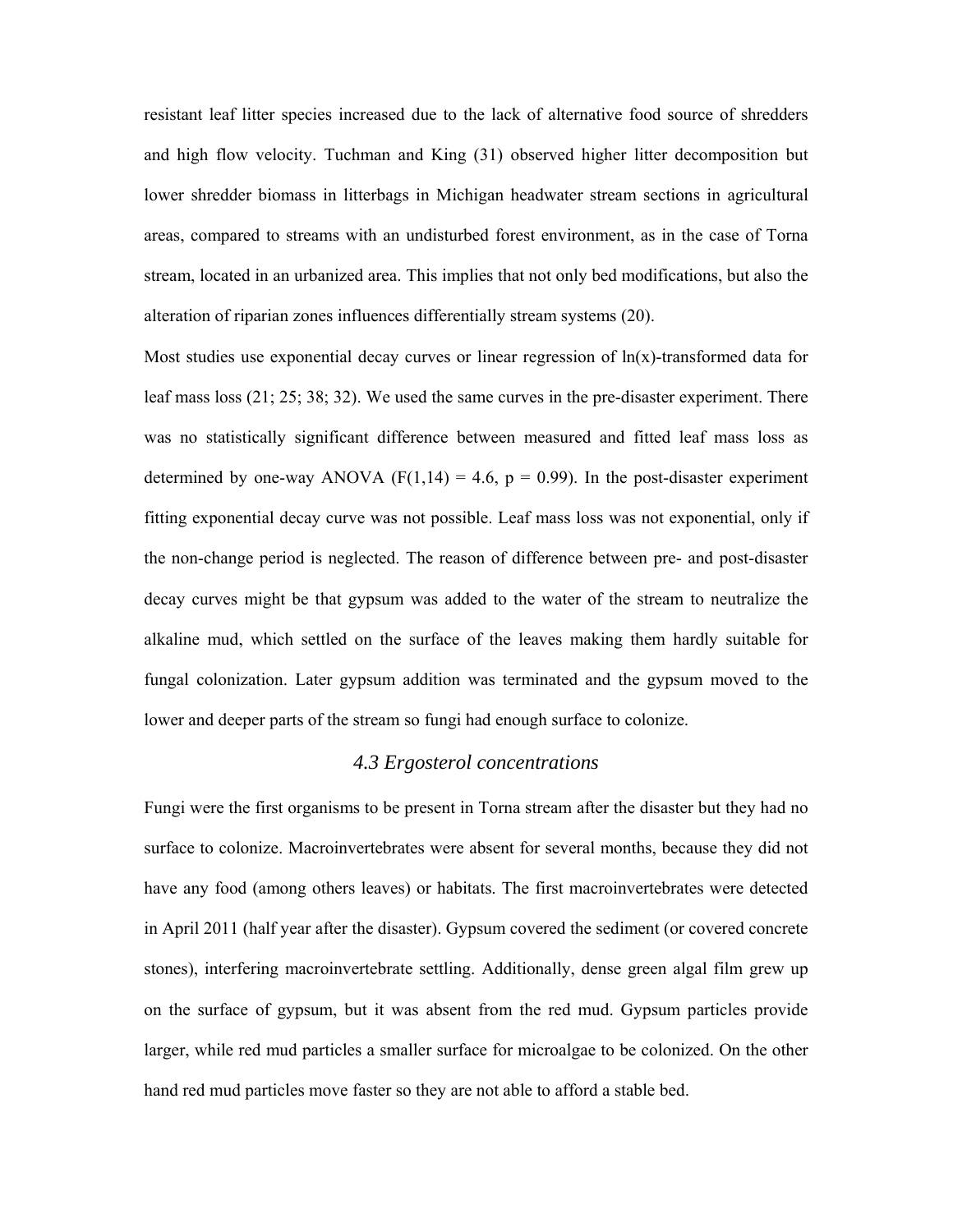resistant leaf litter species increased due to the lack of alternative food source of shredders and high flow velocity. Tuchman and King (31) observed higher litter decomposition but lower shredder biomass in litterbags in Michigan headwater stream sections in agricultural areas, compared to streams with an undisturbed forest environment, as in the case of Torna stream, located in an urbanized area. This implies that not only bed modifications, but also the alteration of riparian zones influences differentially stream systems (20).

Most studies use exponential decay curves or linear regression of ln(x)-transformed data for leaf mass loss (21; 25; 38; 32). We used the same curves in the pre-disaster experiment. There was no statistically significant difference between measured and fitted leaf mass loss as determined by one-way ANOVA ($F(1,14) = 4.6$, $p = 0.99$). In the post-disaster experiment fitting exponential decay curve was not possible. Leaf mass loss was not exponential, only if the non-change period is neglected. The reason of difference between pre- and post-disaster decay curves might be that gypsum was added to the water of the stream to neutralize the alkaline mud, which settled on the surface of the leaves making them hardly suitable for fungal colonization. Later gypsum addition was terminated and the gypsum moved to the lower and deeper parts of the stream so fungi had enough surface to colonize.

### *4.3 Ergosterol concentrations*

Fungi were the first organisms to be present in Torna stream after the disaster but they had no surface to colonize. Macroinvertebrates were absent for several months, because they did not have any food (among others leaves) or habitats. The first macroinvertebrates were detected in April 2011 (half year after the disaster). Gypsum covered the sediment (or covered concrete stones), interfering macroinvertebrate settling. Additionally, dense green algal film grew up on the surface of gypsum, but it was absent from the red mud. Gypsum particles provide larger, while red mud particles a smaller surface for microalgae to be colonized. On the other hand red mud particles move faster so they are not able to afford a stable bed.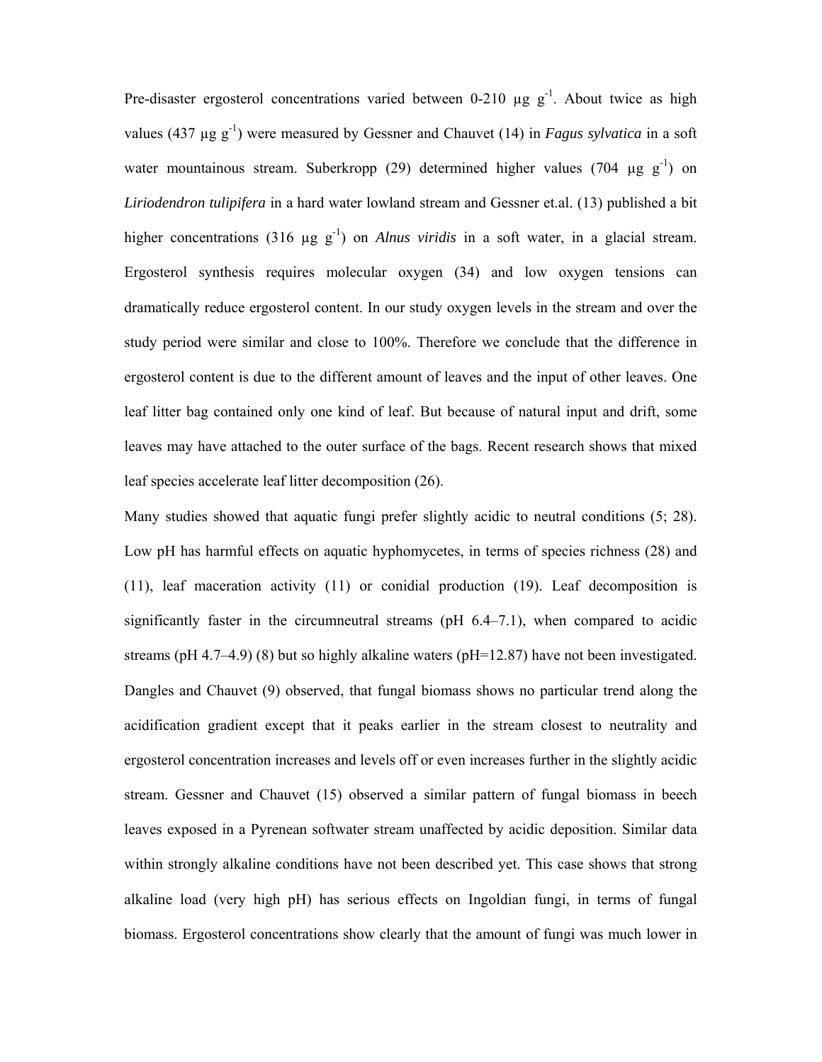Pre-disaster ergosterol concentrations varied between 0-210 µg $g^{-1}$. About twice as high values (437 µg $g^{-1}$) were measured by Gessner and Chauvet (14) in *Fagus sylvatica* in a soft water mountainous stream. Suberkropp (29) determined higher values (704 µg $g^{-1}$) on *Liriodendron tulipifera* in a hard water lowland stream and Gessner et.al. (13) published a bit higher concentrations (316 µg $g^{-1}$) on *Alnus viridis* in a soft water, in a glacial stream. Ergosterol synthesis requires molecular oxygen (34) and low oxygen tensions can dramatically reduce ergosterol content. In our study oxygen levels in the stream and over the study period were similar and close to 100%. Therefore we conclude that the difference in ergosterol content is due to the different amount of leaves and the input of other leaves. One leaf litter bag contained only one kind of leaf. But because of natural input and drift, some leaves may have attached to the outer surface of the bags. Recent research shows that mixed leaf species accelerate leaf litter decomposition (26).

Many studies showed that aquatic fungi prefer slightly acidic to neutral conditions (5; 28). Low pH has harmful effects on aquatic hyphomycetes, in terms of species richness (28) and (11), leaf maceration activity (11) or conidial production (19). Leaf decomposition is significantly faster in the circumneutral streams (pH 6.4–7.1), when compared to acidic streams (pH 4.7–4.9) (8) but so highly alkaline waters (pH=12.87) have not been investigated. Dangles and Chauvet (9) observed, that fungal biomass shows no particular trend along the acidification gradient except that it peaks earlier in the stream closest to neutrality and ergosterol concentration increases and levels off or even increases further in the slightly acidic stream. Gessner and Chauvet (15) observed a similar pattern of fungal biomass in beech leaves exposed in a Pyrenean softwater stream unaffected by acidic deposition. Similar data within strongly alkaline conditions have not been described yet. This case shows that strong alkaline load (very high pH) has serious effects on Ingoldian fungi, in terms of fungal biomass. Ergosterol concentrations show clearly that the amount of fungi was much lower in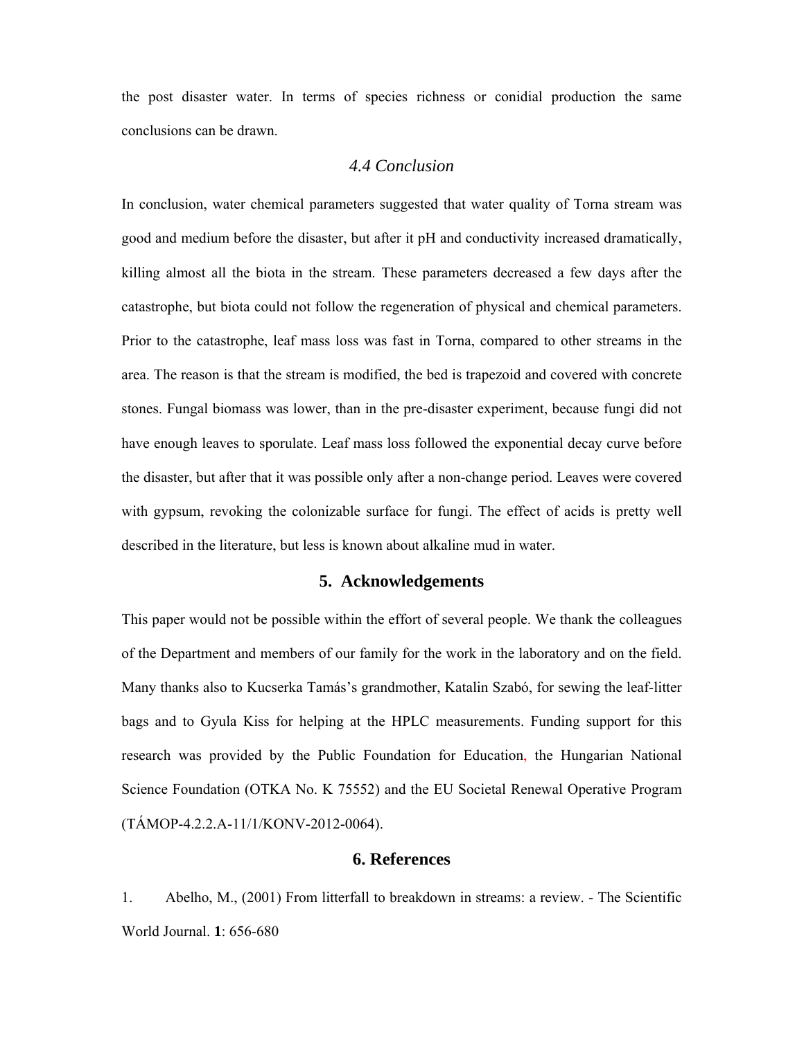the post disaster water. In terms of species richness or conidial production the same conclusions can be drawn.

### *4.4 Conclusion*

In conclusion, water chemical parameters suggested that water quality of Torna stream was good and medium before the disaster, but after it pH and conductivity increased dramatically, killing almost all the biota in the stream. These parameters decreased a few days after the catastrophe, but biota could not follow the regeneration of physical and chemical parameters. Prior to the catastrophe, leaf mass loss was fast in Torna, compared to other streams in the area. The reason is that the stream is modified, the bed is trapezoid and covered with concrete stones. Fungal biomass was lower, than in the pre-disaster experiment, because fungi did not have enough leaves to sporulate. Leaf mass loss followed the exponential decay curve before the disaster, but after that it was possible only after a non-change period. Leaves were covered with gypsum, revoking the colonizable surface for fungi. The effect of acids is pretty well described in the literature, but less is known about alkaline mud in water.

## 5. Acknowledgements

This paper would not be possible within the effort of several people. We thank the colleagues of the Department and members of our family for the work in the laboratory and on the field. Many thanks also to Kucserka Tamás's grandmother, Katalin Szabó, for sewing the leaf-litter bags and to Gyula Kiss for helping at the HPLC measurements. Funding support for this research was provided by the Public Foundation for Education, the Hungarian National Science Foundation (OTKA No. K 75552) and the EU Societal Renewal Operative Program (TÁMOP-4.2.2.A-11/1/KONV-2012-0064).

## 6. References

1. Abelho, M., (2001) From litterfall to breakdown in streams: a review. - The Scientific World Journal. **1**: 656-680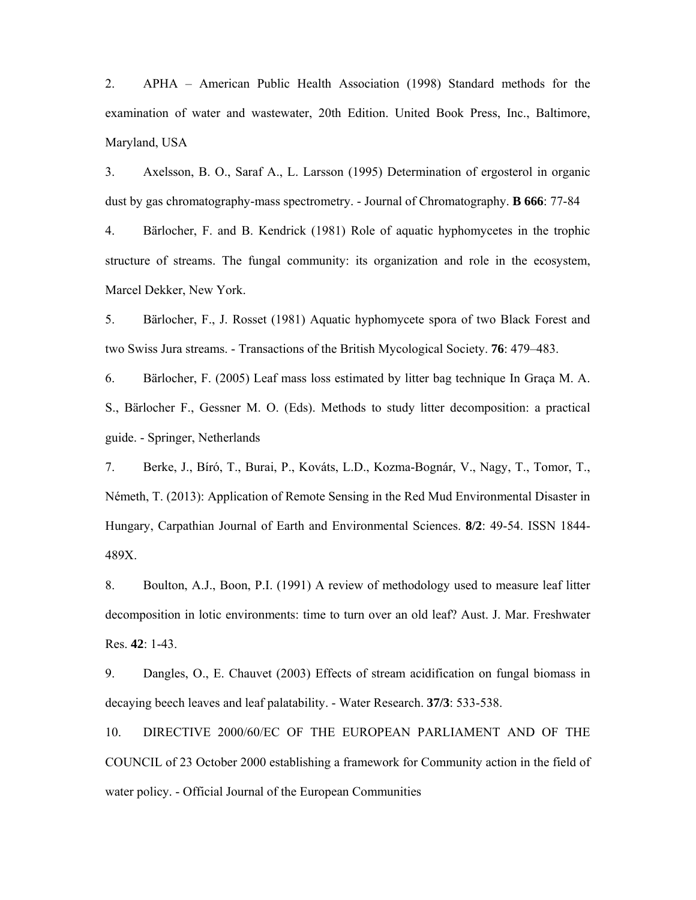2. APHA – American Public Health Association (1998) Standard methods for the examination of water and wastewater, 20th Edition. United Book Press, Inc., Baltimore, Maryland, USA

3. Axelsson, B. O., Saraf A., L. Larsson (1995) Determination of ergosterol in organic dust by gas chromatography-mass spectrometry. - Journal of Chromatography. **B 666**: 77-84

4. Bärlocher, F. and B. Kendrick (1981) Role of aquatic hyphomycetes in the trophic structure of streams. The fungal community: its organization and role in the ecosystem, Marcel Dekker, New York.

5. Bärlocher, F., J. Rosset (1981) Aquatic hyphomycete spora of two Black Forest and two Swiss Jura streams. - Transactions of the British Mycological Society. **76**: 479–483.

6. Bärlocher, F. (2005) Leaf mass loss estimated by litter bag technique In Graça M. A. S., Bärlocher F., Gessner M. O. (Eds). Methods to study litter decomposition: a practical guide. - Springer, Netherlands

7. Berke, J., Bíró, T., Burai, P., Kováts, L.D., Kozma-Bognár, V., Nagy, T., Tomor, T., Németh, T. (2013): Application of Remote Sensing in the Red Mud Environmental Disaster in Hungary, Carpathian Journal of Earth and Environmental Sciences. **8/2**: 49-54. ISSN 1844-489X.

8. Boulton, A.J., Boon, P.I. (1991) A review of methodology used to measure leaf litter decomposition in lotic environments: time to turn over an old leaf? Aust. J. Mar. Freshwater Res. **42**: 1-43.

9. Dangles, O., E. Chauvet (2003) Effects of stream acidification on fungal biomass in decaying beech leaves and leaf palatability. - Water Research. **37/3**: 533-538.

10. DIRECTIVE 2000/60/EC OF THE EUROPEAN PARLIAMENT AND OF THE COUNCIL of 23 October 2000 establishing a framework for Community action in the field of water policy. - Official Journal of the European Communities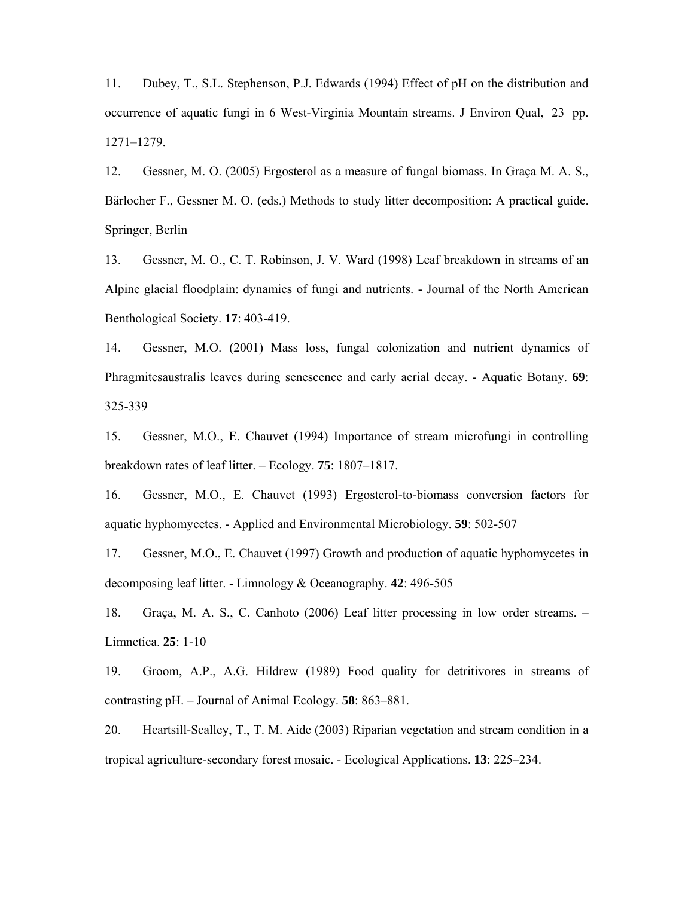11. Dubey, T., S.L. Stephenson, P.J. Edwards (1994) Effect of pH on the distribution and occurrence of aquatic fungi in 6 West-Virginia Mountain streams. J Environ Qual, 23 pp. 1271–1279.

12. Gessner, M. O. (2005) Ergosterol as a measure of fungal biomass. In Graça M. A. S., Bärlocher F., Gessner M. O. (eds.) Methods to study litter decomposition: A practical guide. Springer, Berlin

13. Gessner, M. O., C. T. Robinson, J. V. Ward (1998) Leaf breakdown in streams of an Alpine glacial floodplain: dynamics of fungi and nutrients. - Journal of the North American Benthological Society. **17**: 403-419.

14. Gessner, M.O. (2001) Mass loss, fungal colonization and nutrient dynamics of Phragmitesaustralis leaves during senescence and early aerial decay. - Aquatic Botany. **69**: 325-339

15. Gessner, M.O., E. Chauvet (1994) Importance of stream microfungi in controlling breakdown rates of leaf litter. – Ecology. **75**: 1807–1817.

16. Gessner, M.O., E. Chauvet (1993) Ergosterol-to-biomass conversion factors for aquatic hyphomycetes. - Applied and Environmental Microbiology. **59**: 502-507

17. Gessner, M.O., E. Chauvet (1997) Growth and production of aquatic hyphomycetes in decomposing leaf litter. - Limnology & Oceanography. **42**: 496-505

18. Graça, M. A. S., C. Canhoto (2006) Leaf litter processing in low order streams. – Limnetica. **25**: 1-10

19. Groom, A.P., A.G. Hildrew (1989) Food quality for detritivores in streams of contrasting pH. – Journal of Animal Ecology. **58**: 863–881.

20. Heartsill-Scalley, T., T. M. Aide (2003) Riparian vegetation and stream condition in a tropical agriculture-secondary forest mosaic. - Ecological Applications. **13**: 225–234.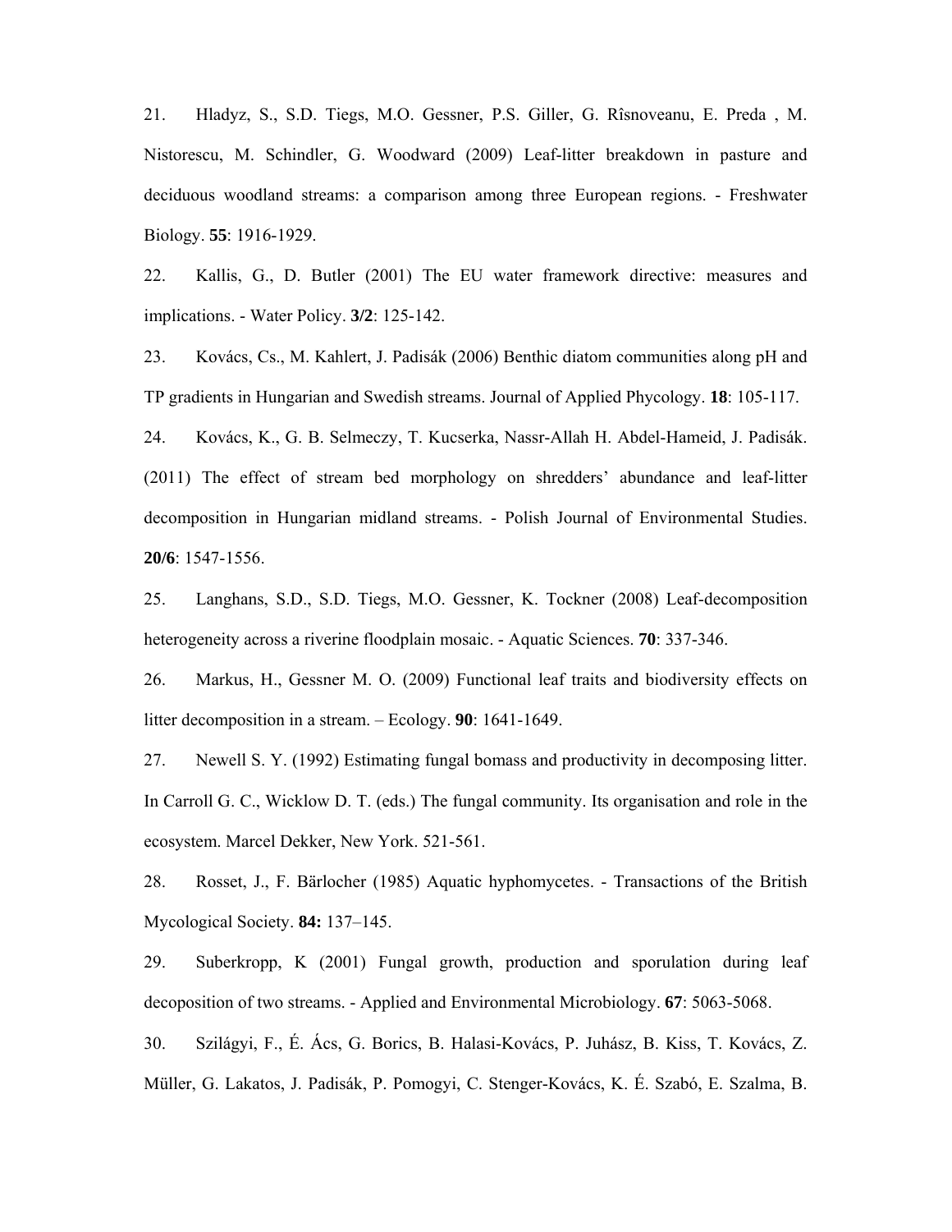21. Hladyz, S., S.D. Tiegs, M.O. Gessner, P.S. Giller, G. Rîsnoveanu, E. Preda , M. Nistorescu, M. Schindler, G. Woodward (2009) Leaf-litter breakdown in pasture and deciduous woodland streams: a comparison among three European regions. - Freshwater Biology. **55**: 1916-1929.

22. Kallis, G., D. Butler (2001) The EU water framework directive: measures and implications. - Water Policy. **3/2**: 125-142.

23. Kovács, Cs., M. Kahlert, J. Padisák (2006) Benthic diatom communities along pH and TP gradients in Hungarian and Swedish streams. Journal of Applied Phycology. **18**: 105-117.

24. Kovács, K., G. B. Selmeczy, T. Kucserka, Nassr-Allah H. Abdel-Hameid, J. Padisák. (2011) The effect of stream bed morphology on shredders' abundance and leaf-litter decomposition in Hungarian midland streams. - Polish Journal of Environmental Studies. **20/6**: 1547-1556.

25. Langhans, S.D., S.D. Tiegs, M.O. Gessner, K. Tockner (2008) Leaf-decomposition heterogeneity across a riverine floodplain mosaic. - Aquatic Sciences. **70**: 337-346.

26. Markus, H., Gessner M. O. (2009) Functional leaf traits and biodiversity effects on litter decomposition in a stream. – Ecology. **90**: 1641-1649.

27. Newell S. Y. (1992) Estimating fungal bomass and productivity in decomposing litter. In Carroll G. C., Wicklow D. T. (eds.) The fungal community. Its organisation and role in the ecosystem. Marcel Dekker, New York. 521-561.

28. Rosset, J., F. Bärlocher (1985) Aquatic hyphomycetes. - Transactions of the British Mycological Society. **84:** 137–145.

29. Suberkropp, K (2001) Fungal growth, production and sporulation during leaf decoposition of two streams. - Applied and Environmental Microbiology. **67**: 5063-5068.

30. Szilágyi, F., É. Ács, G. Borics, B. Halasi-Kovács, P. Juhász, B. Kiss, T. Kovács, Z. Müller, G. Lakatos, J. Padisák, P. Pomogyi, C. Stenger-Kovács, K. É. Szabó, E. Szalma, B.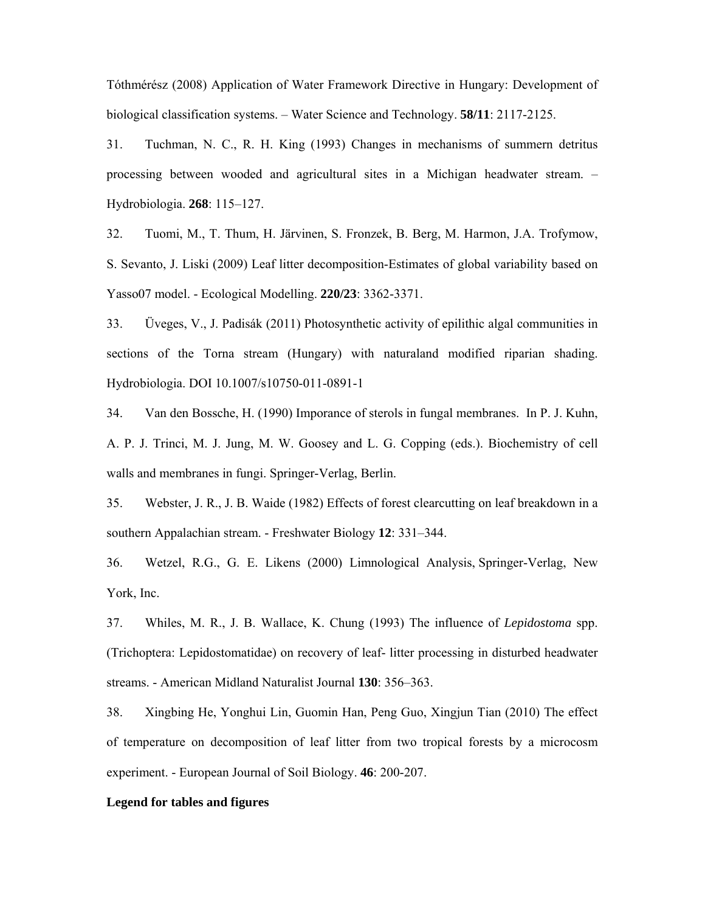Tóthmérész (2008) Application of Water Framework Directive in Hungary: Development of biological classification systems. – Water Science and Technology. **58/11**: 2117-2125.

31. Tuchman, N. C., R. H. King (1993) Changes in mechanisms of summern detritus processing between wooded and agricultural sites in a Michigan headwater stream. – Hydrobiologia. **268**: 115–127.

32. Tuomi, M., T. Thum, H. Järvinen, S. Fronzek, B. Berg, M. Harmon, J.A. Trofymow, S. Sevanto, J. Liski (2009) Leaf litter decomposition-Estimates of global variability based on Yasso07 model. - Ecological Modelling. **220/23**: 3362-3371.

33. Üveges, V., J. Padisák (2011) Photosynthetic activity of epilithic algal communities in sections of the Torna stream (Hungary) with naturaland modified riparian shading. Hydrobiologia. DOI 10.1007/s10750-011-0891-1

34. Van den Bossche, H. (1990) Imporance of sterols in fungal membranes. In P. J. Kuhn, A. P. J. Trinci, M. J. Jung, M. W. Goosey and L. G. Copping (eds.). Biochemistry of cell walls and membranes in fungi. Springer-Verlag, Berlin.

35. Webster, J. R., J. B. Waide (1982) Effects of forest clearcutting on leaf breakdown in a southern Appalachian stream. - Freshwater Biology **12**: 331–344.

36. Wetzel, R.G., G. E. Likens (2000) Limnological Analysis, Springer-Verlag, New York, Inc.

37. Whiles, M. R., J. B. Wallace, K. Chung (1993) The influence of *Lepidostoma* spp. (Trichoptera: Lepidostomatidae) on recovery of leaf- litter processing in disturbed headwater streams. - American Midland Naturalist Journal **130**: 356–363.

38. Xingbing He, Yonghui Lin, Guomin Han, Peng Guo, Xingjun Tian (2010) The effect of temperature on decomposition of leaf litter from two tropical forests by a microcosm experiment. - European Journal of Soil Biology. **46**: 200-207.

**Legend for tables and figures**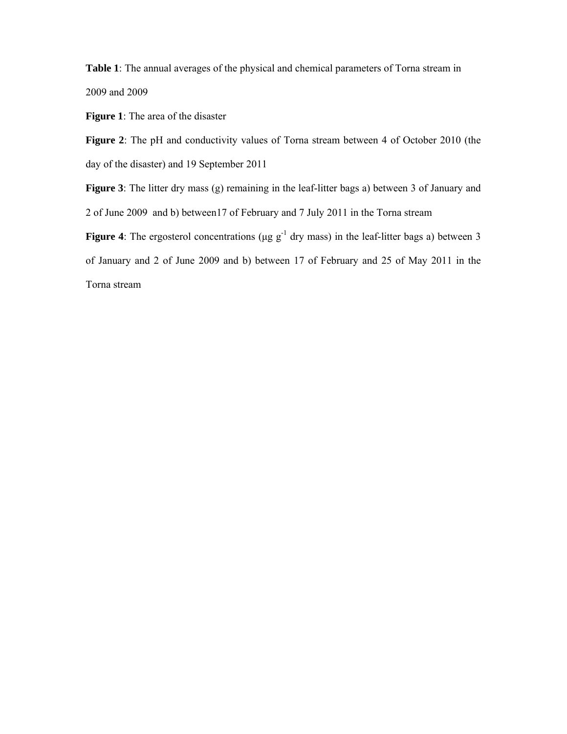**Table 1**: The annual averages of the physical and chemical parameters of Torna stream in 2009 and 2009

**Figure 1**: The area of the disaster

**Figure 2**: The pH and conductivity values of Torna stream between 4 of October 2010 (the day of the disaster) and 19 September 2011

**Figure 3**: The litter dry mass (g) remaining in the leaf-litter bags a) between 3 of January and 2 of June 2009 and b) between17 of February and 7 July 2011 in the Torna stream

**Figure 4**: The ergosterol concentrations (μg $g^{-1}$ dry mass) in the leaf-litter bags a) between 3 of January and 2 of June 2009 and b) between 17 of February and 25 of May 2011 in the Torna stream